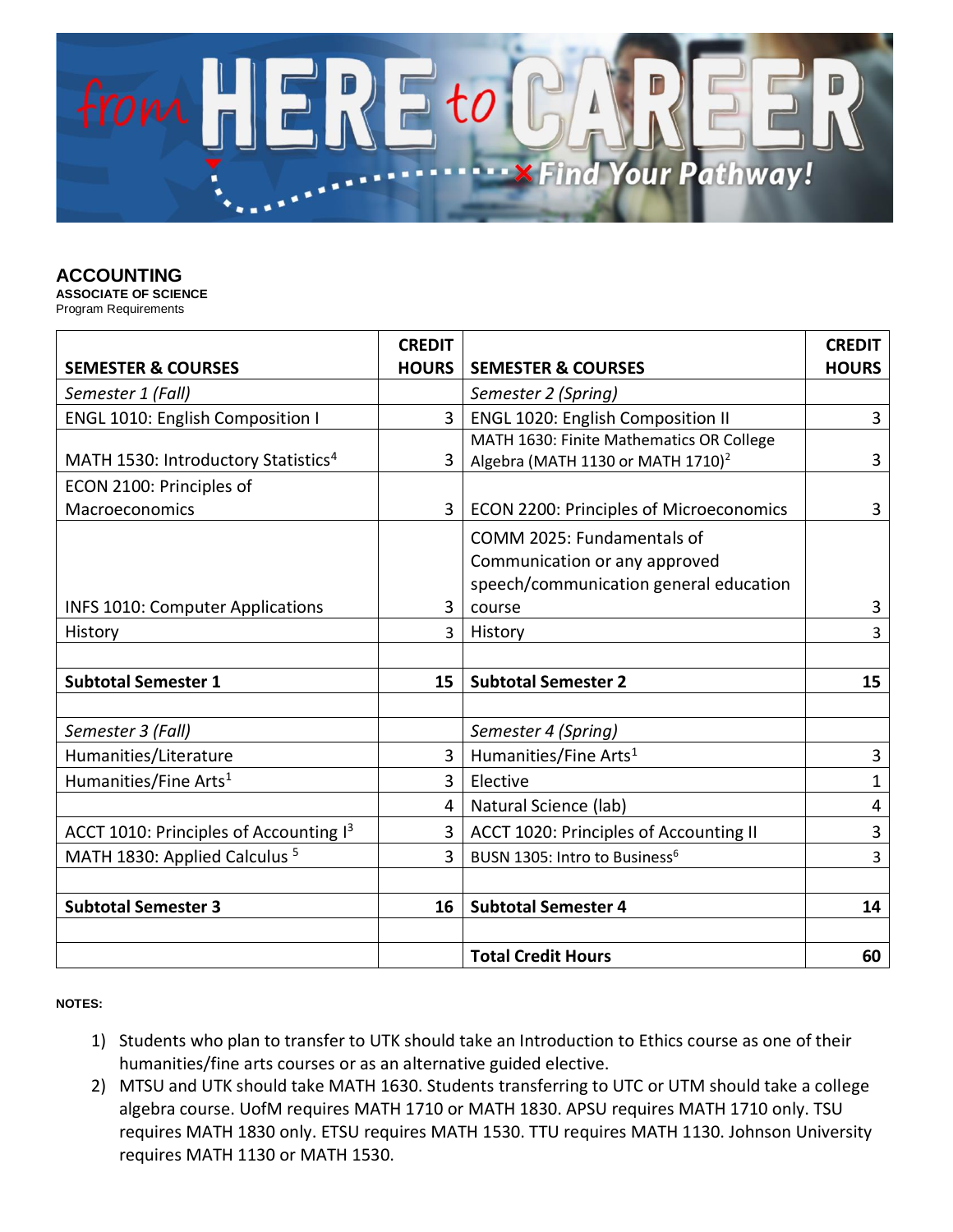from HERE to CAREER

Find Your Pathway!

# ACCOUNTING

**ASSOCIATE OF SCIENCE**

Program Requirements

| SEMESTER & COURSES | CREDIT HOURS | SEMESTER & COURSES | CREDIT HOURS |
|---|---|---|---|
| *Semester 1 (Fall)* | | *Semester 2 (Spring)* | |
| ENGL 1010: English Composition I | 3 | ENGL 1020: English Composition II | 3 |
| MATH 1530: Introductory Statistics[4] | 3 | MATH 1630: Finite Mathematics OR College Algebra (MATH 1130 or MATH 1710)[2] | 3 |
| ECON 2100: Principles of Macroeconomics | 3 | ECON 2200: Principles of Microeconomics | 3 |
| INFS 1010: Computer Applications | 3 | COMM 2025: Fundamentals of Communication or any approved speech/communication general education course | 3 |
| History | 3 | History | 3 |
| | | | |
| **Subtotal Semester 1** | **15** | **Subtotal Semester 2** | **15** |
| | | | |
| *Semester 3 (Fall)* | | *Semester 4 (Spring)* | |
| Humanities/Literature | 3 | Humanities/Fine Arts[1] | 3 |
| Humanities/Fine Arts[1] | 3 | Elective | 1 |
| | 4 | Natural Science (lab) | 4 |
| ACCT 1010: Principles of Accounting I[3] | 3 | ACCT 1020: Principles of Accounting II | 3 |
| MATH 1830: Applied Calculus [5] | 3 | BUSN 1305: Intro to Business[6] | 3 |
| | | | |
| **Subtotal Semester 3** | **16** | **Subtotal Semester 4** | **14** |
| | | | |
| | | **Total Credit Hours** | **60** |

**NOTES:**

1) Students who plan to transfer to UTK should take an Introduction to Ethics course as one of their humanities/fine arts courses or as an alternative guided elective.
2) MTSU and UTK should take MATH 1630. Students transferring to UTC or UTM should take a college algebra course. UofM requires MATH 1710 or MATH 1830. APSU requires MATH 1710 only. TSU requires MATH 1830 only. ETSU requires MATH 1530. TTU requires MATH 1130. Johnson University requires MATH 1130 or MATH 1530.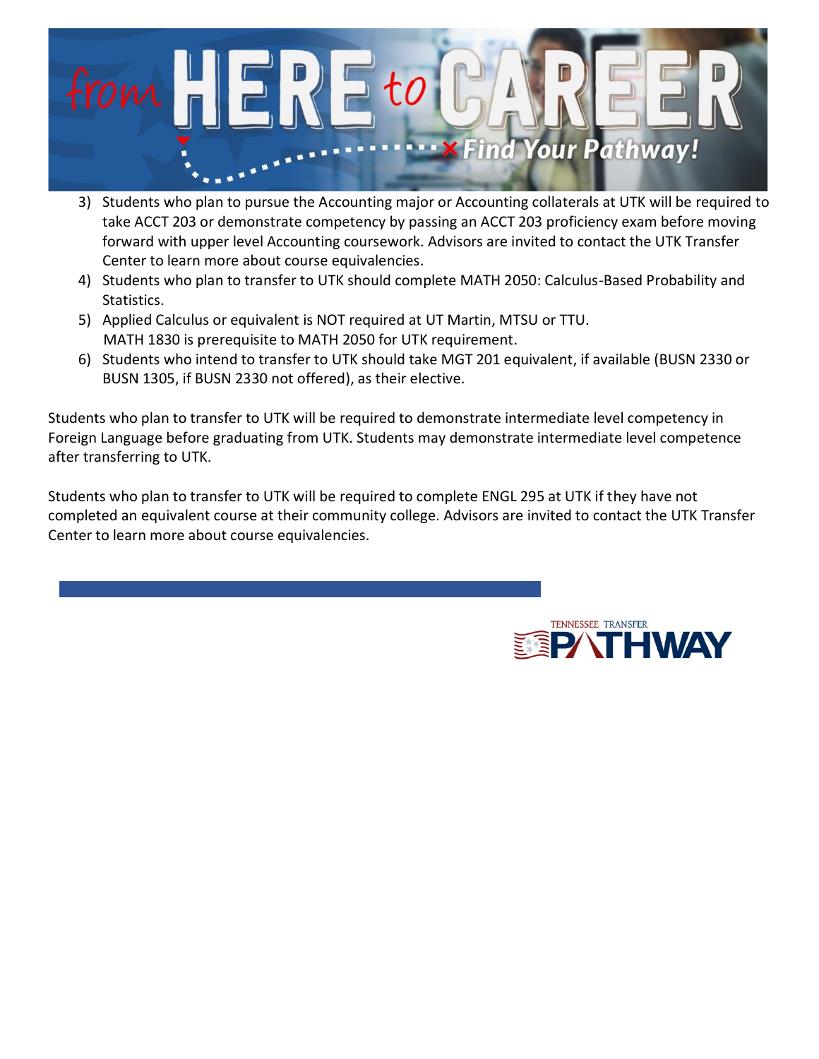3) Students who plan to pursue the Accounting major or Accounting collaterals at UTK will be required to take ACCT 203 or demonstrate competency by passing an ACCT 203 proficiency exam before moving forward with upper level Accounting coursework. Advisors are invited to contact the UTK Transfer Center to learn more about course equivalencies.
4) Students who plan to transfer to UTK should complete MATH 2050: Calculus-Based Probability and Statistics.
5) Applied Calculus or equivalent is NOT required at UT Martin, MTSU or TTU. MATH 1830 is prerequisite to MATH 2050 for UTK requirement.
6) Students who intend to transfer to UTK should take MGT 201 equivalent, if available (BUSN 2330 or BUSN 1305, if BUSN 2330 not offered), as their elective.

Students who plan to transfer to UTK will be required to demonstrate intermediate level competency in Foreign Language before graduating from UTK. Students may demonstrate intermediate level competence after transferring to UTK.

Students who plan to transfer to UTK will be required to complete ENGL 295 at UTK if they have not completed an equivalent course at their community college. Advisors are invited to contact the UTK Transfer Center to learn more about course equivalencies.